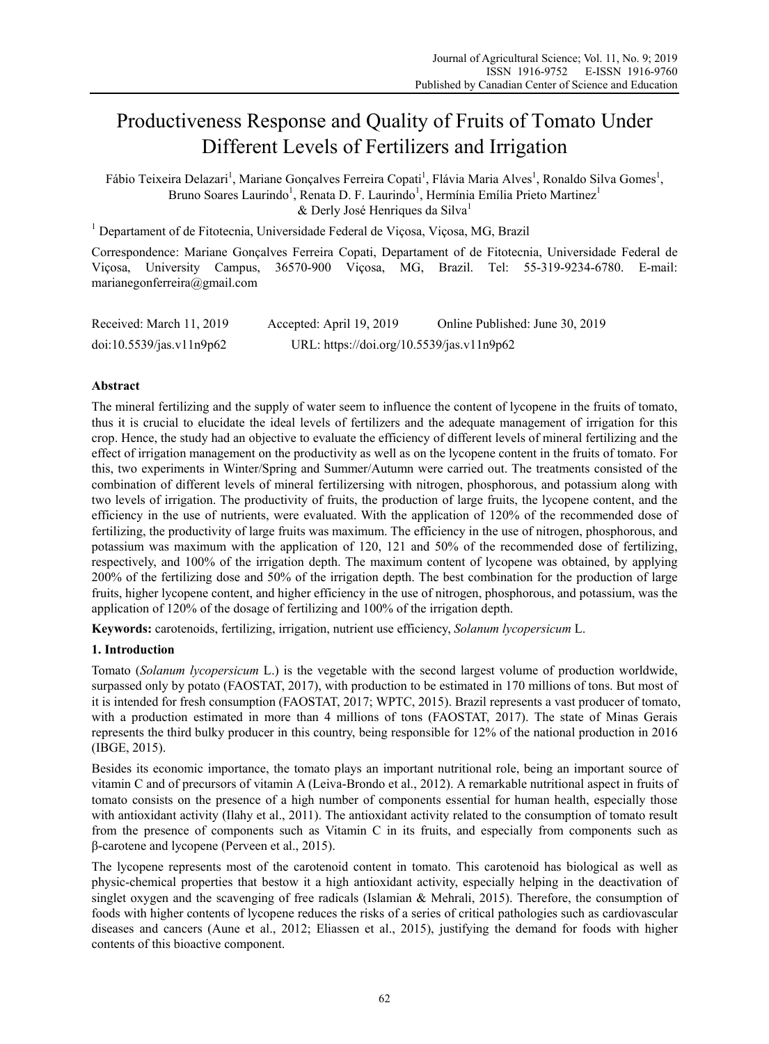# Productiveness Response and Quality of Fruits of Tomato Under Different Levels of Fertilizers and Irrigation

Fábio Teixeira Delazari[1], Mariane Gonçalves Ferreira Copati[1], Flávia Maria Alves[1], Ronaldo Silva Gomes[1], Bruno Soares Laurindo[1], Renata D. F. Laurindo[1], Hermínia Emília Prieto Martinez[1] & Derly José Henriques da Silva[1]

[1] Departament of de Fitotecnia, Universidade Federal de Viçosa, Viçosa, MG, Brazil

Correspondence: Mariane Gonçalves Ferreira Copati, Departament of de Fitotecnia, Universidade Federal de Viçosa, University Campus, 36570-900 Viçosa, MG, Brazil. Tel: 55-319-9234-6780. E-mail: marianegonferreira@gmail.com

Received: March 11, 2019 Accepted: April 19, 2019 Online Published: June 30, 2019

doi:10.5539/jas.v11n9p62 URL: https://doi.org/10.5539/jas.v11n9p62

## Abstract

The mineral fertilizing and the supply of water seem to influence the content of lycopene in the fruits of tomato, thus it is crucial to elucidate the ideal levels of fertilizers and the adequate management of irrigation for this crop. Hence, the study had an objective to evaluate the efficiency of different levels of mineral fertilizing and the effect of irrigation management on the productivity as well as on the lycopene content in the fruits of tomato. For this, two experiments in Winter/Spring and Summer/Autumn were carried out. The treatments consisted of the combination of different levels of mineral fertilizersing with nitrogen, phosphorous, and potassium along with two levels of irrigation. The productivity of fruits, the production of large fruits, the lycopene content, and the efficiency in the use of nutrients, were evaluated. With the application of 120% of the recommended dose of fertilizing, the productivity of large fruits was maximum. The efficiency in the use of nitrogen, phosphorous, and potassium was maximum with the application of 120, 121 and 50% of the recommended dose of fertilizing, respectively, and 100% of the irrigation depth. The maximum content of lycopene was obtained, by applying 200% of the fertilizing dose and 50% of the irrigation depth. The best combination for the production of large fruits, higher lycopene content, and higher efficiency in the use of nitrogen, phosphorous, and potassium, was the application of 120% of the dosage of fertilizing and 100% of the irrigation depth.

**Keywords:** carotenoids, fertilizing, irrigation, nutrient use efficiency, *Solanum lycopersicum* L.

## 1. Introduction

Tomato (*Solanum lycopersicum* L.) is the vegetable with the second largest volume of production worldwide, surpassed only by potato (FAOSTAT, 2017), with production to be estimated in 170 millions of tons. But most of it is intended for fresh consumption (FAOSTAT, 2017; WPTC, 2015). Brazil represents a vast producer of tomato, with a production estimated in more than 4 millions of tons (FAOSTAT, 2017). The state of Minas Gerais represents the third bulky producer in this country, being responsible for 12% of the national production in 2016 (IBGE, 2015).

Besides its economic importance, the tomato plays an important nutritional role, being an important source of vitamin C and of precursors of vitamin A (Leiva-Brondo et al., 2012). A remarkable nutritional aspect in fruits of tomato consists on the presence of a high number of components essential for human health, especially those with antioxidant activity (Ilahy et al., 2011). The antioxidant activity related to the consumption of tomato result from the presence of components such as Vitamin C in its fruits, and especially from components such as β-carotene and lycopene (Perveen et al., 2015).

The lycopene represents most of the carotenoid content in tomato. This carotenoid has biological as well as physic-chemical properties that bestow it a high antioxidant activity, especially helping in the deactivation of singlet oxygen and the scavenging of free radicals (Islamian & Mehrali, 2015). Therefore, the consumption of foods with higher contents of lycopene reduces the risks of a series of critical pathologies such as cardiovascular diseases and cancers (Aune et al., 2012; Eliassen et al., 2015), justifying the demand for foods with higher contents of this bioactive component.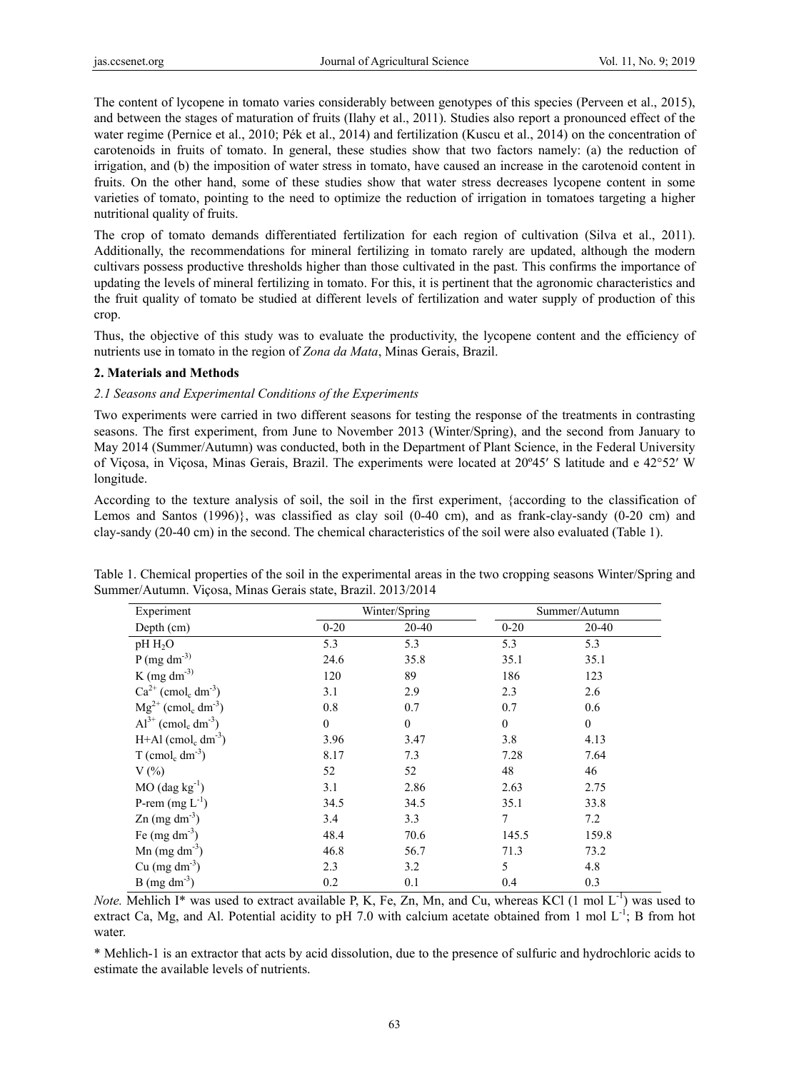The content of lycopene in tomato varies considerably between genotypes of this species (Perveen et al., 2015), and between the stages of maturation of fruits (Ilahy et al., 2011). Studies also report a pronounced effect of the water regime (Pernice et al., 2010; Pék et al., 2014) and fertilization (Kuscu et al., 2014) on the concentration of carotenoids in fruits of tomato. In general, these studies show that two factors namely: (a) the reduction of irrigation, and (b) the imposition of water stress in tomato, have caused an increase in the carotenoid content in fruits. On the other hand, some of these studies show that water stress decreases lycopene content in some varieties of tomato, pointing to the need to optimize the reduction of irrigation in tomatoes targeting a higher nutritional quality of fruits.

The crop of tomato demands differentiated fertilization for each region of cultivation (Silva et al., 2011). Additionally, the recommendations for mineral fertilizing in tomato rarely are updated, although the modern cultivars possess productive thresholds higher than those cultivated in the past. This confirms the importance of updating the levels of mineral fertilizing in tomato. For this, it is pertinent that the agronomic characteristics and the fruit quality of tomato be studied at different levels of fertilization and water supply of production of this crop.

Thus, the objective of this study was to evaluate the productivity, the lycopene content and the efficiency of nutrients use in tomato in the region of *Zona da Mata*, Minas Gerais, Brazil.

## 2. Materials and Methods

### *2.1 Seasons and Experimental Conditions of the Experiments*

Two experiments were carried in two different seasons for testing the response of the treatments in contrasting seasons. The first experiment, from June to November 2013 (Winter/Spring), and the second from January to May 2014 (Summer/Autumn) was conducted, both in the Department of Plant Science, in the Federal University of Viçosa, in Viçosa, Minas Gerais, Brazil. The experiments were located at 20º45′ S latitude and e 42°52′ W longitude.

According to the texture analysis of soil, the soil in the first experiment, {according to the classification of Lemos and Santos (1996)}, was classified as clay soil (0-40 cm), and as frank-clay-sandy (0-20 cm) and clay-sandy (20-40 cm) in the second. The chemical characteristics of the soil were also evaluated (Table 1).

Table 1. Chemical properties of the soil in the experimental areas in the two cropping seasons Winter/Spring and Summer/Autumn. Viçosa, Minas Gerais state, Brazil. 2013/2014

| Experiment | Winter/Spring | | Summer/Autumn | |
|---|---|---|---|---|
| Depth (cm) | 0-20 | 20-40 | 0-20 | 20-40 |
| pH $H_2O$ | 5.3 | 5.3 | 5.3 | 5.3 |
| P (mg $dm^{-3}$) | 24.6 | 35.8 | 35.1 | 35.1 |
| K (mg $dm^{-3}$) | 120 | 89 | 186 | 123 |
| $Ca^{2+}$ ($cmol_c$ $dm^{-3}$) | 3.1 | 2.9 | 2.3 | 2.6 |
| $Mg^{2+}$ ($cmol_c$ $dm^{-3}$) | 0.8 | 0.7 | 0.7 | 0.6 |
| $Al^{3+}$ ($cmol_c$ $dm^{-3}$) | 0 | 0 | 0 | 0 |
| H+Al ($cmol_c$ $dm^{-3}$) | 3.96 | 3.47 | 3.8 | 4.13 |
| T ($cmol_c$ $dm^{-3}$) | 8.17 | 7.3 | 7.28 | 7.64 |
| V (%) | 52 | 52 | 48 | 46 |
| MO (dag $kg^{-1}$) | 3.1 | 2.86 | 2.63 | 2.75 |
| P-rem (mg $L^{-1}$) | 34.5 | 34.5 | 35.1 | 33.8 |
| Zn (mg $dm^{-3}$) | 3.4 | 3.3 | 7 | 7.2 |
| Fe (mg $dm^{-3}$) | 48.4 | 70.6 | 145.5 | 159.8 |
| Mn (mg $dm^{-3}$) | 46.8 | 56.7 | 71.3 | 73.2 |
| Cu (mg $dm^{-3}$) | 2.3 | 3.2 | 5 | 4.8 |
| B (mg $dm^{-3}$) | 0.2 | 0.1 | 0.4 | 0.3 |

*Note.* Mehlich I* was used to extract available P, K, Fe, Zn, Mn, and Cu, whereas KCl (1 mol $L^{-1}$) was used to extract Ca, Mg, and Al. Potential acidity to pH 7.0 with calcium acetate obtained from 1 mol $L^{-1}$; B from hot water.

\* Mehlich-1 is an extractor that acts by acid dissolution, due to the presence of sulfuric and hydrochloric acids to estimate the available levels of nutrients.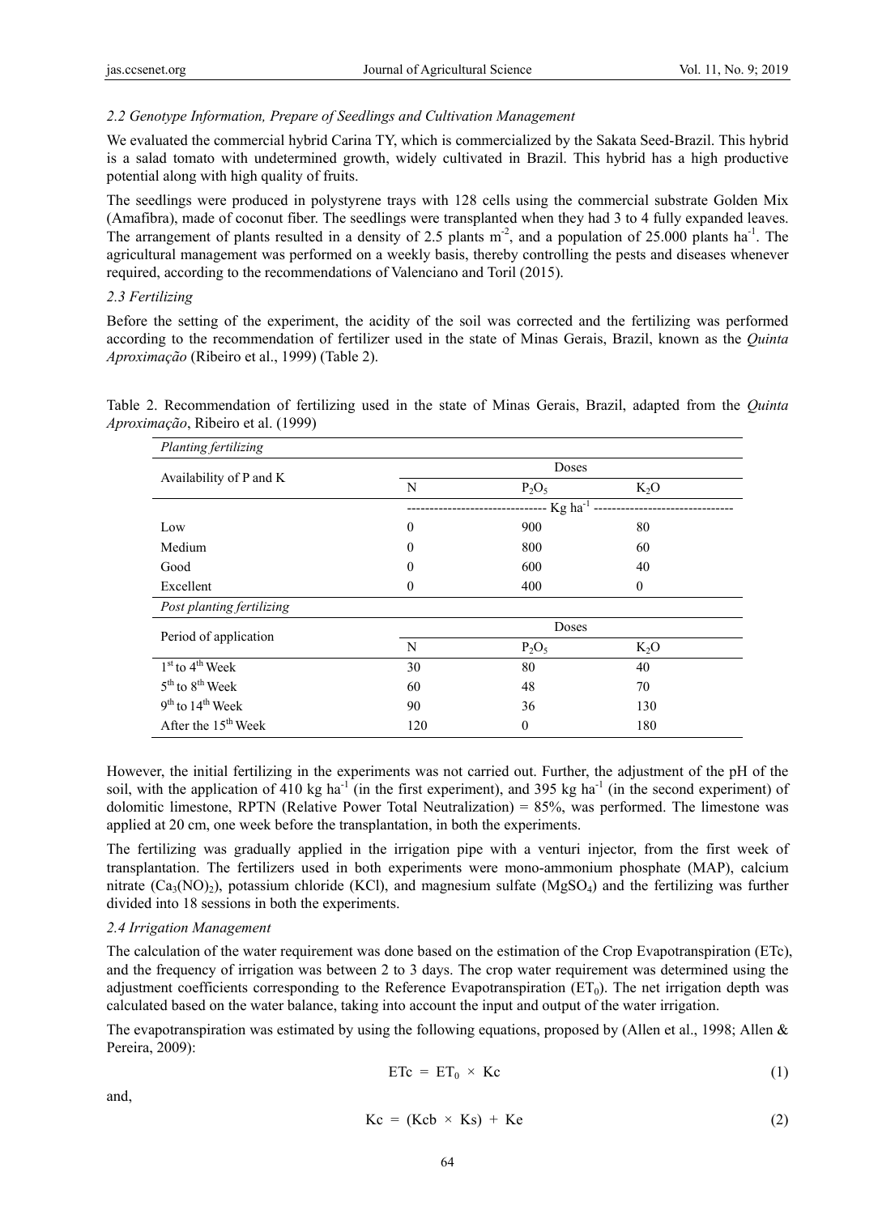### 2.2 Genotype Information, Prepare of Seedlings and Cultivation Management

We evaluated the commercial hybrid Carina TY, which is commercialized by the Sakata Seed-Brazil. This hybrid is a salad tomato with undetermined growth, widely cultivated in Brazil. This hybrid has a high productive potential along with high quality of fruits.

The seedlings were produced in polystyrene trays with 128 cells using the commercial substrate Golden Mix (Amafibra), made of coconut fiber. The seedlings were transplanted when they had 3 to 4 fully expanded leaves. The arrangement of plants resulted in a density of 2.5 plants $m^{-2}$, and a population of 25.000 plants $ha^{-1}$. The agricultural management was performed on a weekly basis, thereby controlling the pests and diseases whenever required, according to the recommendations of Valenciano and Toril (2015).

### 2.3 Fertilizing

Before the setting of the experiment, the acidity of the soil was corrected and the fertilizing was performed according to the recommendation of fertilizer used in the state of Minas Gerais, Brazil, known as the *Quinta Aproximação* (Ribeiro et al., 1999) (Table 2).

Table 2. Recommendation of fertilizing used in the state of Minas Gerais, Brazil, adapted from the *Quinta Aproximação*, Ribeiro et al. (1999)

| *Planting fertilizing* | | | |
|---|---|---|---|
| Availability of P and K | Doses | | |
| | N | $P_2O_5$ | $K_2O$ |
| | Kg $ha^{-1}$ | | |
| Low | 0 | 900 | 80 |
| Medium | 0 | 800 | 60 |
| Good | 0 | 600 | 40 |
| Excellent | 0 | 400 | 0 |
| *Post planting fertilizing* | | | |
| Period of application | Doses | | |
| | N | $P_2O_5$ | $K_2O$ |
| 1st to 4th Week | 30 | 80 | 40 |
| 5th to 8th Week | 60 | 48 | 70 |
| 9th to 14th Week | 90 | 36 | 130 |
| After the 15th Week | 120 | 0 | 180 |

However, the initial fertilizing in the experiments was not carried out. Further, the adjustment of the pH of the soil, with the application of 410 kg $ha^{-1}$ (in the first experiment), and 395 kg $ha^{-1}$ (in the second experiment) of dolomitic limestone, RPTN (Relative Power Total Neutralization) = 85%, was performed. The limestone was applied at 20 cm, one week before the transplantation, in both the experiments.

The fertilizing was gradually applied in the irrigation pipe with a venturi injector, from the first week of transplantation. The fertilizers used in both experiments were mono-ammonium phosphate (MAP), calcium nitrate ($Ca_3(NO)_2$), potassium chloride (KCl), and magnesium sulfate ($MgSO_4$) and the fertilizing was further divided into 18 sessions in both the experiments.

### 2.4 Irrigation Management

The calculation of the water requirement was done based on the estimation of the Crop Evapotranspiration (ETc), and the frequency of irrigation was between 2 to 3 days. The crop water requirement was determined using the adjustment coefficients corresponding to the Reference Evapotranspiration ($ET_0$). The net irrigation depth was calculated based on the water balance, taking into account the input and output of the water irrigation.

The evapotranspiration was estimated by using the following equations, proposed by (Allen et al., 1998; Allen & Pereira, 2009):

$$ETc = ET_0 \times Kc \quad (1)$$

and,

$$Kc = (Kcb \times Ks) + Ke \quad (2)$$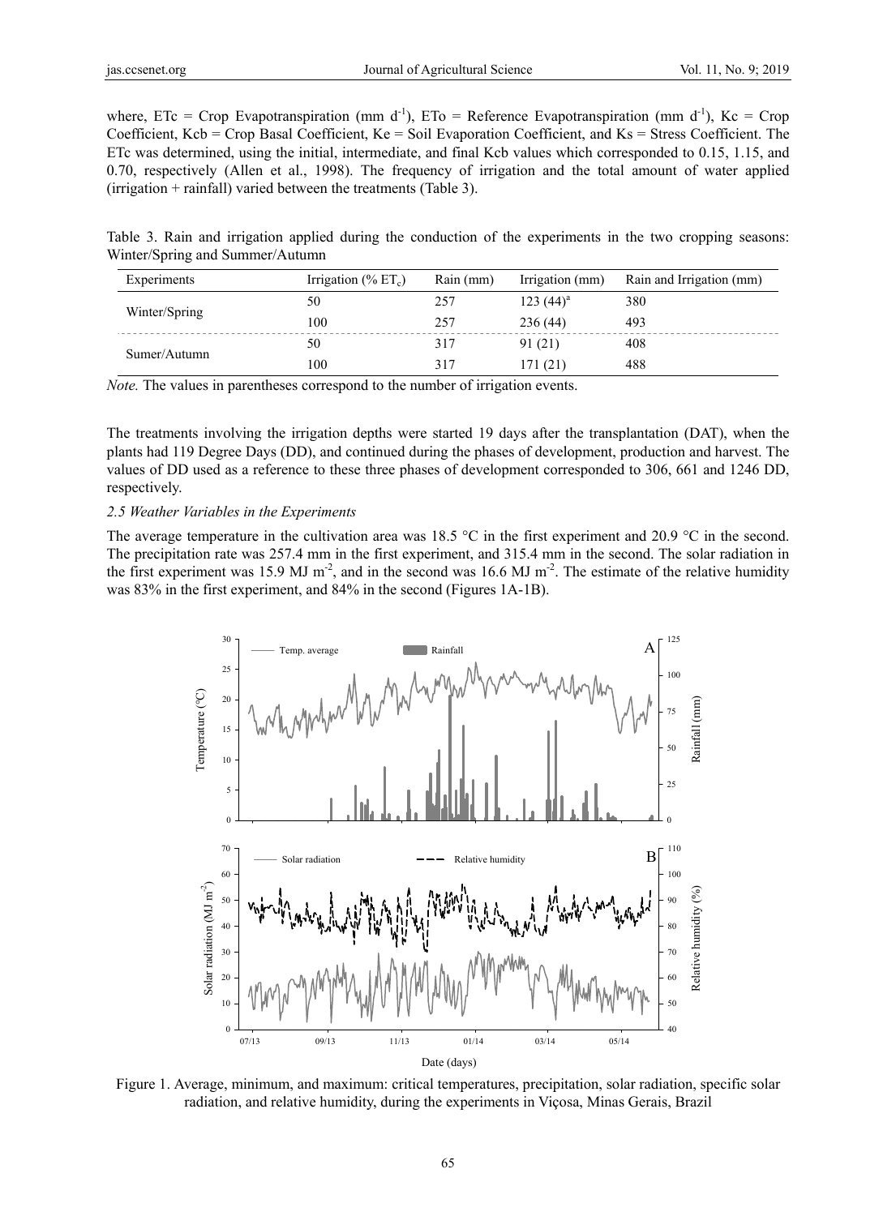where, ETc = Crop Evapotranspiration (mm $d^{-1}$), ETo = Reference Evapotranspiration (mm $d^{-1}$), Kc = Crop Coefficient, Kcb = Crop Basal Coefficient, Ke = Soil Evaporation Coefficient, and Ks = Stress Coefficient. The ETc was determined, using the initial, intermediate, and final Kcb values which corresponded to 0.15, 1.15, and 0.70, respectively (Allen et al., 1998). The frequency of irrigation and the total amount of water applied (irrigation + rainfall) varied between the treatments (Table 3).

Table 3. Rain and irrigation applied during the conduction of the experiments in the two cropping seasons: Winter/Spring and Summer/Autumn

| Experiments | Irrigation (% $ET_c$) | Rain (mm) | Irrigation (mm) | Rain and Irrigation (mm) |
|---|---|---|---|---|
| Winter/Spring | 50 | 257 | 123 (44)[a] | 380 |
| | 100 | 257 | 236 (44) | 493 |
| Sumer/Autumn | 50 | 317 | 91 (21) | 408 |
| | 100 | 317 | 171 (21) | 488 |

*Note.* The values in parentheses correspond to the number of irrigation events.

The treatments involving the irrigation depths were started 19 days after the transplantation (DAT), when the plants had 119 Degree Days (DD), and continued during the phases of development, production and harvest. The values of DD used as a reference to these three phases of development corresponded to 306, 661 and 1246 DD, respectively.

### 2.5 Weather Variables in the Experiments

The average temperature in the cultivation area was 18.5 °C in the first experiment and 20.9 °C in the second. The precipitation rate was 257.4 mm in the first experiment, and 315.4 mm in the second. The solar radiation in the first experiment was 15.9 MJ $m^{-2}$, and in the second was 16.6 MJ $m^{-2}$. The estimate of the relative humidity was 83% in the first experiment, and 84% in the second (Figures 1A-1B).

Figure 1. Average, minimum, and maximum: critical temperatures, precipitation, solar radiation, specific solar radiation, and relative humidity, during the experiments in Viçosa, Minas Gerais, Brazil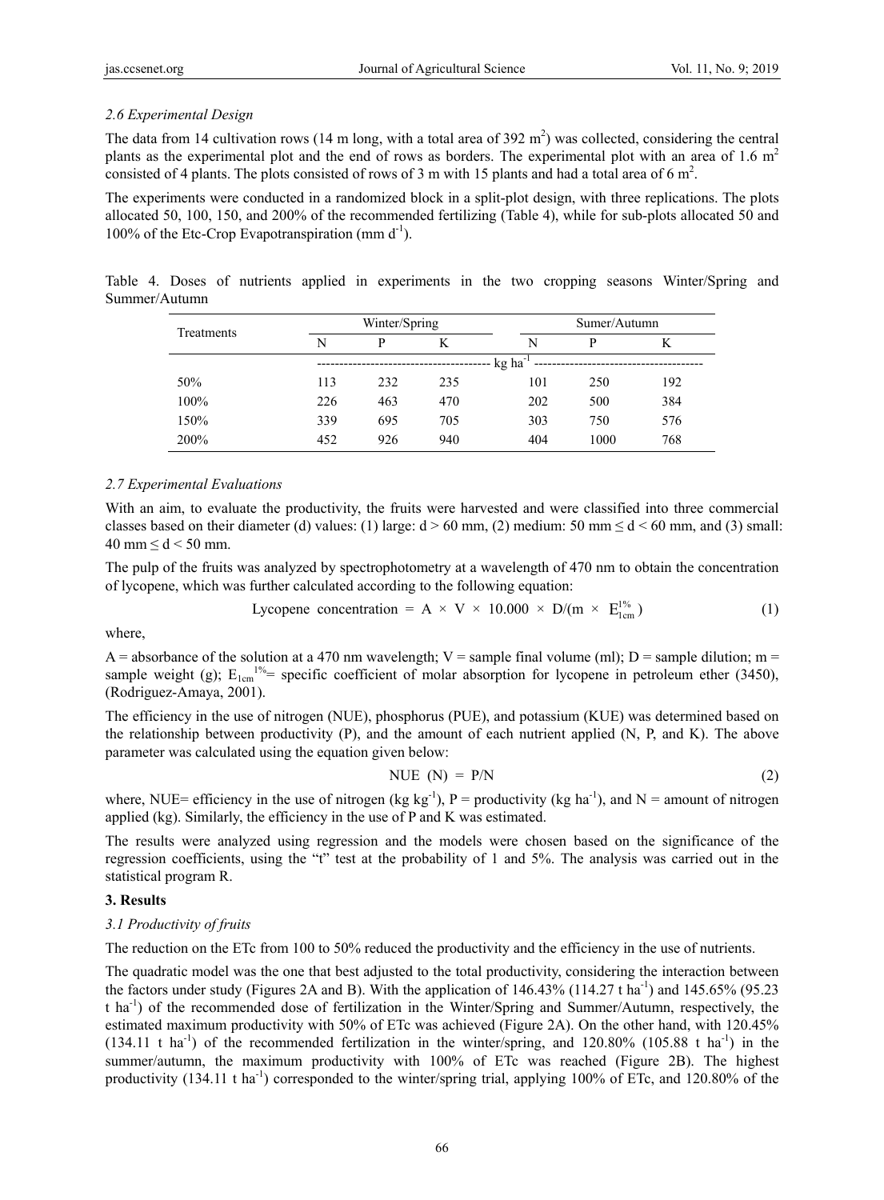### *2.6 Experimental Design*

The data from 14 cultivation rows (14 m long, with a total area of 392 $m^2$) was collected, considering the central plants as the experimental plot and the end of rows as borders. The experimental plot with an area of 1.6 $m^2$ consisted of 4 plants. The plots consisted of rows of 3 m with 15 plants and had a total area of 6 $m^2$.

The experiments were conducted in a randomized block in a split-plot design, with three replications. The plots allocated 50, 100, 150, and 200% of the recommended fertilizing (Table 4), while for sub-plots allocated 50 and 100% of the Etc-Crop Evapotranspiration (mm $d^{-1}$).

Table 4. Doses of nutrients applied in experiments in the two cropping seasons Winter/Spring and Summer/Autumn

| Treatments | Winter/Spring | | | Sumer/Autumn | | |
|---|---|---|---|---|---|---|
| | N | P | K | N | P | K |
| | kg $ha^{-1}$ | | | | | |
| 50% | 113 | 232 | 235 | 101 | 250 | 192 |
| 100% | 226 | 463 | 470 | 202 | 500 | 384 |
| 150% | 339 | 695 | 705 | 303 | 750 | 576 |
| 200% | 452 | 926 | 940 | 404 | 1000 | 768 |

### *2.7 Experimental Evaluations*

With an aim, to evaluate the productivity, the fruits were harvested and were classified into three commercial classes based on their diameter (d) values: (1) large: $d > 60$ mm, (2) medium: 50 mm $\leq d < 60$ mm, and (3) small: 40 mm $\leq d < 50$ mm.

The pulp of the fruits was analyzed by spectrophotometry at a wavelength of 470 nm to obtain the concentration of lycopene, which was further calculated according to the following equation:

$$\text{Lycopene concentration} = A \times V \times 10.000 \times D/(m \times E_{1cm}^{1\%}) \tag{1}$$

where,

A = absorbance of the solution at a 470 nm wavelength; V = sample final volume (ml); D = sample dilution; m = sample weight (g); $E_{1cm}^{1\%}$= specific coefficient of molar absorption for lycopene in petroleum ether (3450), (Rodriguez-Amaya, 2001).

The efficiency in the use of nitrogen (NUE), phosphorus (PUE), and potassium (KUE) was determined based on the relationship between productivity (P), and the amount of each nutrient applied (N, P, and K). The above parameter was calculated using the equation given below:

$$\text{NUE (N)} = \text{P/N} \tag{2}$$

where, NUE= efficiency in the use of nitrogen (kg $kg^{-1}$), P = productivity (kg $ha^{-1}$), and N = amount of nitrogen applied (kg). Similarly, the efficiency in the use of P and K was estimated.

The results were analyzed using regression and the models were chosen based on the significance of the regression coefficients, using the "t" test at the probability of 1 and 5%. The analysis was carried out in the statistical program R.

## 3. Results

### *3.1 Productivity of fruits*

The reduction on the ETc from 100 to 50% reduced the productivity and the efficiency in the use of nutrients.

The quadratic model was the one that best adjusted to the total productivity, considering the interaction between the factors under study (Figures 2A and B). With the application of 146.43% (114.27 t $ha^{-1}$) and 145.65% (95.23 t $ha^{-1}$) of the recommended dose of fertilization in the Winter/Spring and Summer/Autumn, respectively, the estimated maximum productivity with 50% of ETc was achieved (Figure 2A). On the other hand, with 120.45% (134.11 t $ha^{-1}$) of the recommended fertilization in the winter/spring, and 120.80% (105.88 t $ha^{-1}$) in the summer/autumn, the maximum productivity with 100% of ETc was reached (Figure 2B). The highest productivity (134.11 t $ha^{-1}$) corresponded to the winter/spring trial, applying 100% of ETc, and 120.80% of the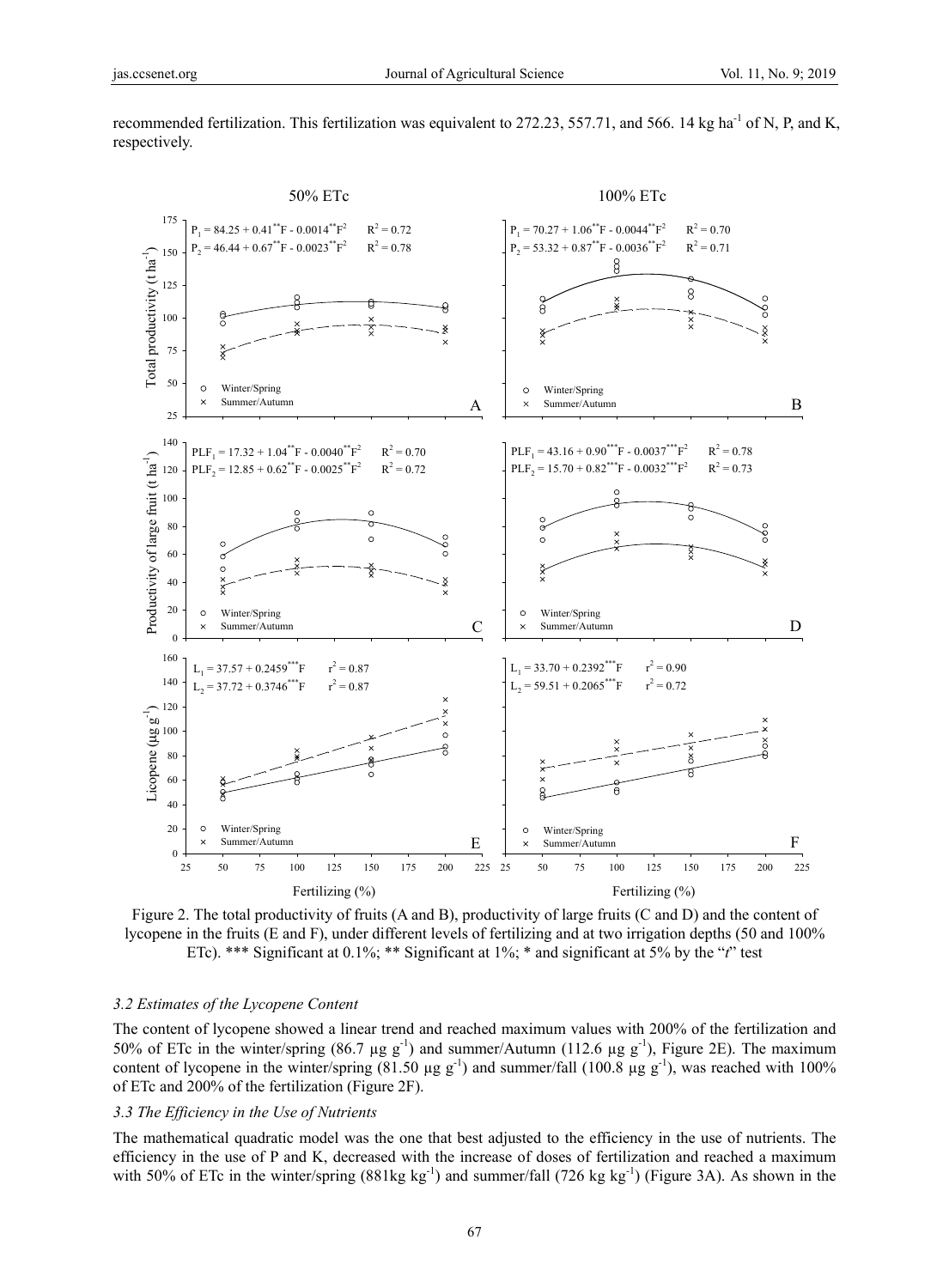recommended fertilization. This fertilization was equivalent to 272.23, 557.71, and 566. 14 kg ha$^{-1}$ of N, P, and K, respectively.

Figure 2. The total productivity of fruits (A and B), productivity of large fruits (C and D) and the content of lycopene in the fruits (E and F), under different levels of fertilizing and at two irrigation depths (50 and 100% ETc). *** Significant at 0.1%; ** Significant at 1%; * and significant at 5% by the "*t*" test

### 3.2 Estimates of the Lycopene Content

The content of lycopene showed a linear trend and reached maximum values with 200% of the fertilization and 50% of ETc in the winter/spring (86.7 µg g$^{-1}$) and summer/Autumn (112.6 µg g$^{-1}$), Figure 2E). The maximum content of lycopene in the winter/spring (81.50 µg g$^{-1}$) and summer/fall (100.8 µg g$^{-1}$), was reached with 100% of ETc and 200% of the fertilization (Figure 2F).

### 3.3 The Efficiency in the Use of Nutrients

The mathematical quadratic model was the one that best adjusted to the efficiency in the use of nutrients. The efficiency in the use of P and K, decreased with the increase of doses of fertilization and reached a maximum with 50% of ETc in the winter/spring (881kg kg$^{-1}$) and summer/fall (726 kg kg$^{-1}$) (Figure 3A). As shown in the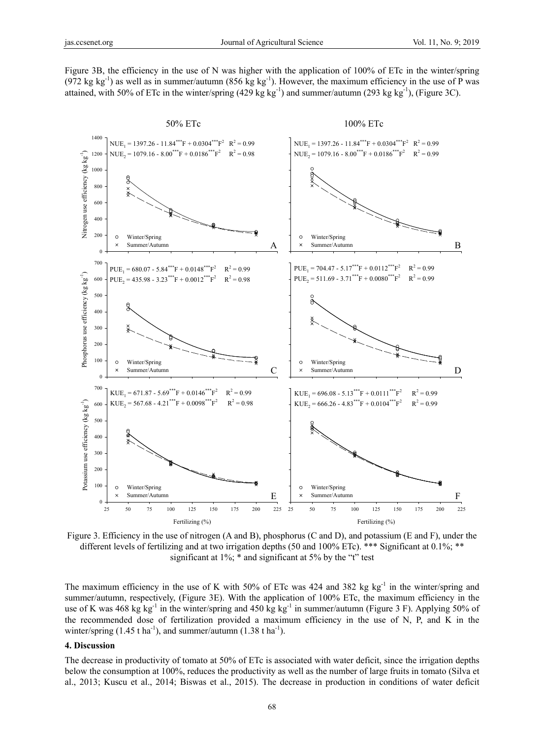Figure 3B, the efficiency in the use of N was higher with the application of 100% of ETc in the winter/spring (972 kg $kg^{-1}$) as well as in summer/autumn (856 kg $kg^{-1}$). However, the maximum efficiency in the use of P was attained, with 50% of ETc in the winter/spring (429 kg $kg^{-1}$) and summer/autumn (293 kg $kg^{-1}$), (Figure 3C).

Figure 3. Efficiency in the use of nitrogen (A and B), phosphorus (C and D), and potassium (E and F), under the different levels of fertilizing and at two irrigation depths (50 and 100% ETc). *** Significant at 0.1%; ** significant at 1%; * and significant at 5% by the "t" test

The maximum efficiency in the use of K with 50% of ETc was 424 and 382 kg $kg^{-1}$ in the winter/spring and summer/autumn, respectively, (Figure 3E). With the application of 100% ETc, the maximum efficiency in the use of K was 468 kg $kg^{-1}$ in the winter/spring and 450 kg $kg^{-1}$ in summer/autumn (Figure 3 F). Applying 50% of the recommended dose of fertilization provided a maximum efficiency in the use of N, P, and K in the winter/spring (1.45 t $ha^{-1}$), and summer/autumn (1.38 t $ha^{-1}$).

## 4. Discussion

The decrease in productivity of tomato at 50% of ETc is associated with water deficit, since the irrigation depths below the consumption at 100%, reduces the productivity as well as the number of large fruits in tomato (Silva et al., 2013; Kuscu et al., 2014; Biswas et al., 2015). The decrease in production in conditions of water deficit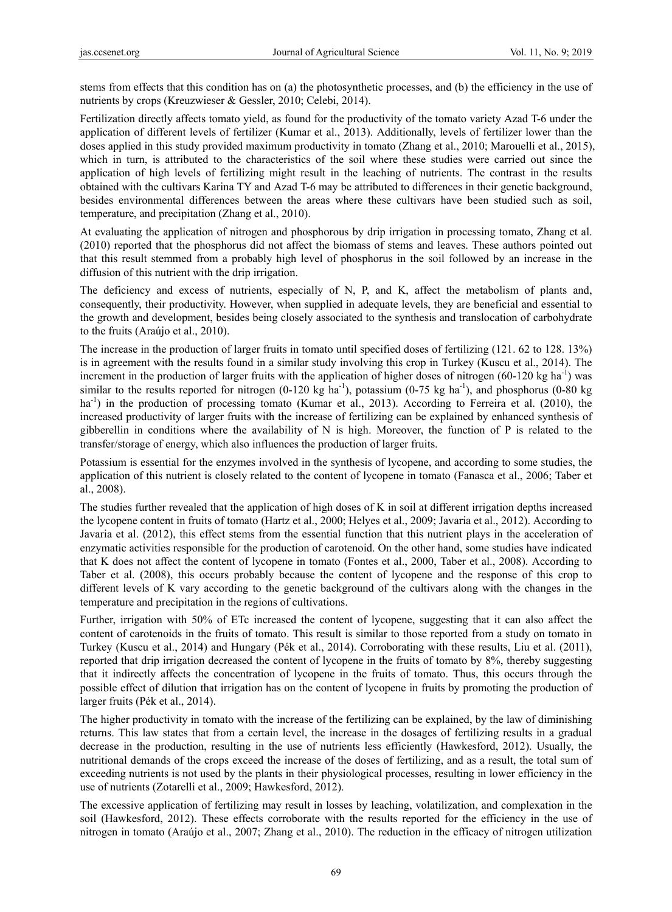stems from effects that this condition has on (a) the photosynthetic processes, and (b) the efficiency in the use of nutrients by crops (Kreuzwieser & Gessler, 2010; Celebi, 2014).

Fertilization directly affects tomato yield, as found for the productivity of the tomato variety Azad T-6 under the application of different levels of fertilizer (Kumar et al., 2013). Additionally, levels of fertilizer lower than the doses applied in this study provided maximum productivity in tomato (Zhang et al., 2010; Marouelli et al., 2015), which in turn, is attributed to the characteristics of the soil where these studies were carried out since the application of high levels of fertilizing might result in the leaching of nutrients. The contrast in the results obtained with the cultivars Karina TY and Azad T-6 may be attributed to differences in their genetic background, besides environmental differences between the areas where these cultivars have been studied such as soil, temperature, and precipitation (Zhang et al., 2010).

At evaluating the application of nitrogen and phosphorous by drip irrigation in processing tomato, Zhang et al. (2010) reported that the phosphorus did not affect the biomass of stems and leaves. These authors pointed out that this result stemmed from a probably high level of phosphorus in the soil followed by an increase in the diffusion of this nutrient with the drip irrigation.

The deficiency and excess of nutrients, especially of N, P, and K, affect the metabolism of plants and, consequently, their productivity. However, when supplied in adequate levels, they are beneficial and essential to the growth and development, besides being closely associated to the synthesis and translocation of carbohydrate to the fruits (Araújo et al., 2010).

The increase in the production of larger fruits in tomato until specified doses of fertilizing (121. 62 to 128. 13%) is in agreement with the results found in a similar study involving this crop in Turkey (Kuscu et al., 2014). The increment in the production of larger fruits with the application of higher doses of nitrogen (60-120 kg ha$^{-1}$) was similar to the results reported for nitrogen (0-120 kg ha$^{-1}$), potassium (0-75 kg ha$^{-1}$), and phosphorus (0-80 kg ha$^{-1}$) in the production of processing tomato (Kumar et al., 2013). According to Ferreira et al. (2010), the increased productivity of larger fruits with the increase of fertilizing can be explained by enhanced synthesis of gibberellin in conditions where the availability of N is high. Moreover, the function of P is related to the transfer/storage of energy, which also influences the production of larger fruits.

Potassium is essential for the enzymes involved in the synthesis of lycopene, and according to some studies, the application of this nutrient is closely related to the content of lycopene in tomato (Fanasca et al., 2006; Taber et al., 2008).

The studies further revealed that the application of high doses of K in soil at different irrigation depths increased the lycopene content in fruits of tomato (Hartz et al., 2000; Helyes et al., 2009; Javaria et al., 2012). According to Javaria et al. (2012), this effect stems from the essential function that this nutrient plays in the acceleration of enzymatic activities responsible for the production of carotenoid. On the other hand, some studies have indicated that K does not affect the content of lycopene in tomato (Fontes et al., 2000, Taber et al., 2008). According to Taber et al. (2008), this occurs probably because the content of lycopene and the response of this crop to different levels of K vary according to the genetic background of the cultivars along with the changes in the temperature and precipitation in the regions of cultivations.

Further, irrigation with 50% of ETc increased the content of lycopene, suggesting that it can also affect the content of carotenoids in the fruits of tomato. This result is similar to those reported from a study on tomato in Turkey (Kuscu et al., 2014) and Hungary (Pék et al., 2014). Corroborating with these results, Liu et al. (2011), reported that drip irrigation decreased the content of lycopene in the fruits of tomato by 8%, thereby suggesting that it indirectly affects the concentration of lycopene in the fruits of tomato. Thus, this occurs through the possible effect of dilution that irrigation has on the content of lycopene in fruits by promoting the production of larger fruits (Pék et al., 2014).

The higher productivity in tomato with the increase of the fertilizing can be explained, by the law of diminishing returns. This law states that from a certain level, the increase in the dosages of fertilizing results in a gradual decrease in the production, resulting in the use of nutrients less efficiently (Hawkesford, 2012). Usually, the nutritional demands of the crops exceed the increase of the doses of fertilizing, and as a result, the total sum of exceeding nutrients is not used by the plants in their physiological processes, resulting in lower efficiency in the use of nutrients (Zotarelli et al., 2009; Hawkesford, 2012).

The excessive application of fertilizing may result in losses by leaching, volatilization, and complexation in the soil (Hawkesford, 2012). These effects corroborate with the results reported for the efficiency in the use of nitrogen in tomato (Araújo et al., 2007; Zhang et al., 2010). The reduction in the efficacy of nitrogen utilization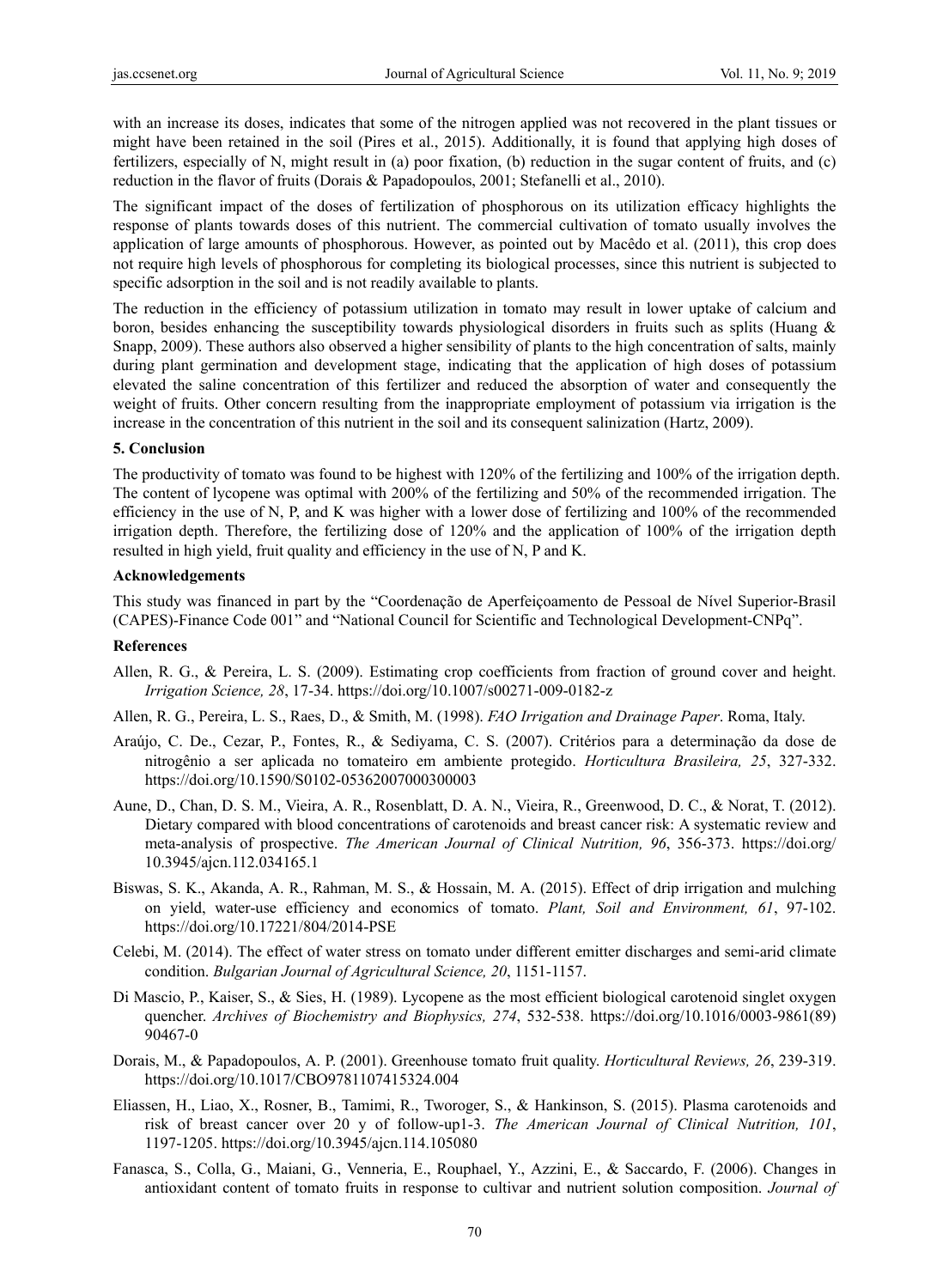with an increase its doses, indicates that some of the nitrogen applied was not recovered in the plant tissues or might have been retained in the soil (Pires et al., 2015). Additionally, it is found that applying high doses of fertilizers, especially of N, might result in (a) poor fixation, (b) reduction in the sugar content of fruits, and (c) reduction in the flavor of fruits (Dorais & Papadopoulos, 2001; Stefanelli et al., 2010).

The significant impact of the doses of fertilization of phosphorous on its utilization efficacy highlights the response of plants towards doses of this nutrient. The commercial cultivation of tomato usually involves the application of large amounts of phosphorous. However, as pointed out by Macêdo et al. (2011), this crop does not require high levels of phosphorous for completing its biological processes, since this nutrient is subjected to specific adsorption in the soil and is not readily available to plants.

The reduction in the efficiency of potassium utilization in tomato may result in lower uptake of calcium and boron, besides enhancing the susceptibility towards physiological disorders in fruits such as splits (Huang & Snapp, 2009). These authors also observed a higher sensibility of plants to the high concentration of salts, mainly during plant germination and development stage, indicating that the application of high doses of potassium elevated the saline concentration of this fertilizer and reduced the absorption of water and consequently the weight of fruits. Other concern resulting from the inappropriate employment of potassium via irrigation is the increase in the concentration of this nutrient in the soil and its consequent salinization (Hartz, 2009).

## 5. Conclusion

The productivity of tomato was found to be highest with 120% of the fertilizing and 100% of the irrigation depth. The content of lycopene was optimal with 200% of the fertilizing and 50% of the recommended irrigation. The efficiency in the use of N, P, and K was higher with a lower dose of fertilizing and 100% of the recommended irrigation depth. Therefore, the fertilizing dose of 120% and the application of 100% of the irrigation depth resulted in high yield, fruit quality and efficiency in the use of N, P and K.

## Acknowledgements

This study was financed in part by the "Coordenação de Aperfeiçoamento de Pessoal de Nível Superior-Brasil (CAPES)-Finance Code 001" and "National Council for Scientific and Technological Development-CNPq".

## References

Allen, R. G., & Pereira, L. S. (2009). Estimating crop coefficients from fraction of ground cover and height. *Irrigation Science, 28*, 17-34. https://doi.org/10.1007/s00271-009-0182-z

Allen, R. G., Pereira, L. S., Raes, D., & Smith, M. (1998). *FAO Irrigation and Drainage Paper*. Roma, Italy.

Araújo, C. De., Cezar, P., Fontes, R., & Sediyama, C. S. (2007). Critérios para a determinação da dose de nitrogênio a ser aplicada no tomateiro em ambiente protegido. *Horticultura Brasileira, 25*, 327-332. https://doi.org/10.1590/S0102-05362007000300003

Aune, D., Chan, D. S. M., Vieira, A. R., Rosenblatt, D. A. N., Vieira, R., Greenwood, D. C., & Norat, T. (2012). Dietary compared with blood concentrations of carotenoids and breast cancer risk: A systematic review and meta-analysis of prospective. *The American Journal of Clinical Nutrition, 96*, 356-373. https://doi.org/10.3945/ajcn.112.034165.1

Biswas, S. K., Akanda, A. R., Rahman, M. S., & Hossain, M. A. (2015). Effect of drip irrigation and mulching on yield, water-use efficiency and economics of tomato. *Plant, Soil and Environment, 61*, 97-102. https://doi.org/10.17221/804/2014-PSE

Celebi, M. (2014). The effect of water stress on tomato under different emitter discharges and semi-arid climate condition. *Bulgarian Journal of Agricultural Science, 20*, 1151-1157.

Di Mascio, P., Kaiser, S., & Sies, H. (1989). Lycopene as the most efficient biological carotenoid singlet oxygen quencher. *Archives of Biochemistry and Biophysics, 274*, 532-538. https://doi.org/10.1016/0003-9861(89)90467-0

Dorais, M., & Papadopoulos, A. P. (2001). Greenhouse tomato fruit quality. *Horticultural Reviews, 26*, 239-319. https://doi.org/10.1017/CBO9781107415324.004

Eliassen, H., Liao, X., Rosner, B., Tamimi, R., Tworoger, S., & Hankinson, S. (2015). Plasma carotenoids and risk of breast cancer over 20 y of follow-up1-3. *The American Journal of Clinical Nutrition, 101*, 1197-1205. https://doi.org/10.3945/ajcn.114.105080

Fanasca, S., Colla, G., Maiani, G., Venneria, E., Rouphael, Y., Azzini, E., & Saccardo, F. (2006). Changes in antioxidant content of tomato fruits in response to cultivar and nutrient solution composition. *Journal of*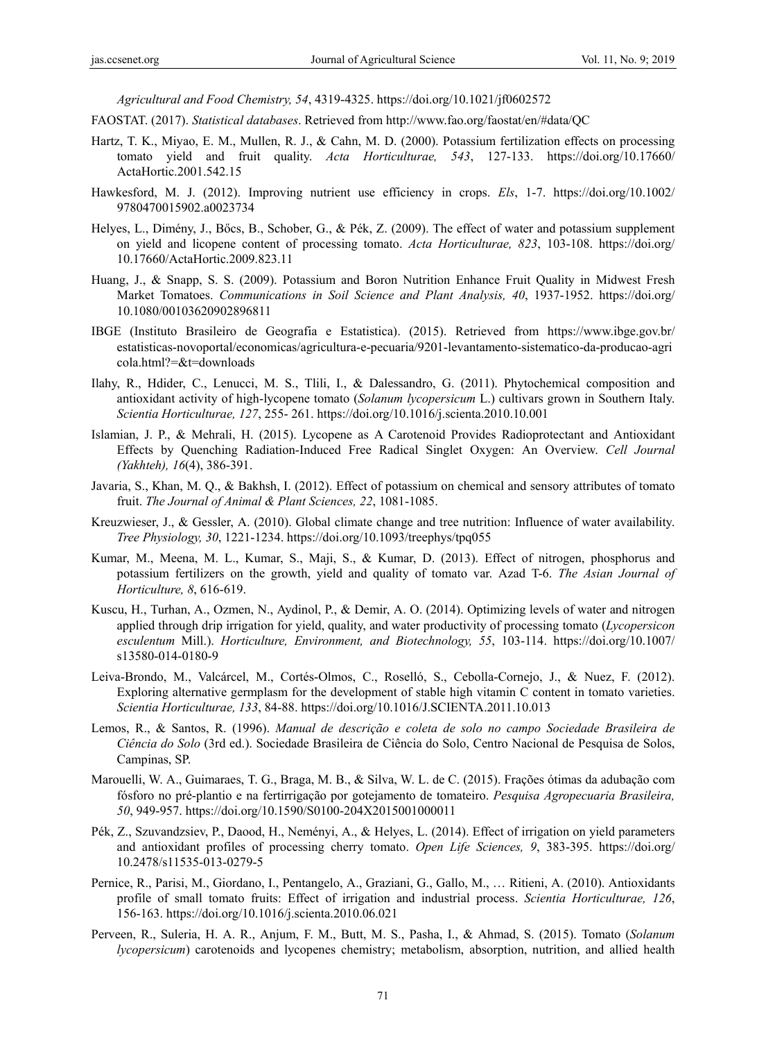*Agricultural and Food Chemistry, 54*, 4319-4325. https://doi.org/10.1021/jf0602572

FAOSTAT. (2017). *Statistical databases*. Retrieved from http://www.fao.org/faostat/en/#data/QC

Hartz, T. K., Miyao, E. M., Mullen, R. J., & Cahn, M. D. (2000). Potassium fertilization effects on processing tomato yield and fruit quality. *Acta Horticulturae, 543*, 127-133. https://doi.org/10.17660/ActaHortic.2001.542.15

Hawkesford, M. J. (2012). Improving nutrient use efficiency in crops. *Els*, 1-7. https://doi.org/10.1002/9780470015902.a0023734

Helyes, L., Dimény, J., Bőcs, B., Schober, G., & Pék, Z. (2009). The effect of water and potassium supplement on yield and licopene content of processing tomato. *Acta Horticulturae, 823*, 103-108. https://doi.org/10.17660/ActaHortic.2009.823.11

Huang, J., & Snapp, S. S. (2009). Potassium and Boron Nutrition Enhance Fruit Quality in Midwest Fresh Market Tomatoes. *Communications in Soil Science and Plant Analysis, 40*, 1937-1952. https://doi.org/10.1080/00103620902896811

IBGE (Instituto Brasileiro de Geografia e Estatistica). (2015). Retrieved from https://www.ibge.gov.br/estatisticas-novoportal/economicas/agricultura-e-pecuaria/9201-levantamento-sistematico-da-producao-agricola.html?=&t=downloads

Ilahy, R., Hdider, C., Lenucci, M. S., Tlili, I., & Dalessandro, G. (2011). Phytochemical composition and antioxidant activity of high-lycopene tomato (*Solanum lycopersicum* L.) cultivars grown in Southern Italy. *Scientia Horticulturae, 127*, 255- 261. https://doi.org/10.1016/j.scienta.2010.10.001

Islamian, J. P., & Mehrali, H. (2015). Lycopene as A Carotenoid Provides Radioprotectant and Antioxidant Effects by Quenching Radiation-Induced Free Radical Singlet Oxygen: An Overview. *Cell Journal (Yakhteh), 16*(4), 386-391.

Javaria, S., Khan, M. Q., & Bakhsh, I. (2012). Effect of potassium on chemical and sensory attributes of tomato fruit. *The Journal of Animal & Plant Sciences, 22*, 1081-1085.

Kreuzwieser, J., & Gessler, A. (2010). Global climate change and tree nutrition: Influence of water availability. *Tree Physiology, 30*, 1221-1234. https://doi.org/10.1093/treephys/tpq055

Kumar, M., Meena, M. L., Kumar, S., Maji, S., & Kumar, D. (2013). Effect of nitrogen, phosphorus and potassium fertilizers on the growth, yield and quality of tomato var. Azad T-6. *The Asian Journal of Horticulture, 8*, 616-619.

Kuscu, H., Turhan, A., Ozmen, N., Aydinol, P., & Demir, A. O. (2014). Optimizing levels of water and nitrogen applied through drip irrigation for yield, quality, and water productivity of processing tomato (*Lycopersicon esculentum* Mill.). *Horticulture, Environment, and Biotechnology, 55*, 103-114. https://doi.org/10.1007/s13580-014-0180-9

Leiva-Brondo, M., Valcárcel, M., Cortés-Olmos, C., Roselló, S., Cebolla-Cornejo, J., & Nuez, F. (2012). Exploring alternative germplasm for the development of stable high vitamin C content in tomato varieties. *Scientia Horticulturae, 133*, 84-88. https://doi.org/10.1016/J.SCIENTA.2011.10.013

Lemos, R., & Santos, R. (1996). *Manual de descrição e coleta de solo no campo Sociedade Brasileira de Ciência do Solo* (3rd ed.). Sociedade Brasileira de Ciência do Solo, Centro Nacional de Pesquisa de Solos, Campinas, SP.

Marouelli, W. A., Guimaraes, T. G., Braga, M. B., & Silva, W. L. de C. (2015). Frações ótimas da adubação com fósforo no pré-plantio e na fertirrigação por gotejamento de tomateiro. *Pesquisa Agropecuaria Brasileira, 50*, 949-957. https://doi.org/10.1590/S0100-204X2015001000011

Pék, Z., Szuvandzsiev, P., Daood, H., Neményi, A., & Helyes, L. (2014). Effect of irrigation on yield parameters and antioxidant profiles of processing cherry tomato. *Open Life Sciences, 9*, 383-395. https://doi.org/10.2478/s11535-013-0279-5

Pernice, R., Parisi, M., Giordano, I., Pentangelo, A., Graziani, G., Gallo, M., … Ritieni, A. (2010). Antioxidants profile of small tomato fruits: Effect of irrigation and industrial process. *Scientia Horticulturae, 126*, 156-163. https://doi.org/10.1016/j.scienta.2010.06.021

Perveen, R., Suleria, H. A. R., Anjum, F. M., Butt, M. S., Pasha, I., & Ahmad, S. (2015). Tomato (*Solanum lycopersicum*) carotenoids and lycopenes chemistry; metabolism, absorption, nutrition, and allied health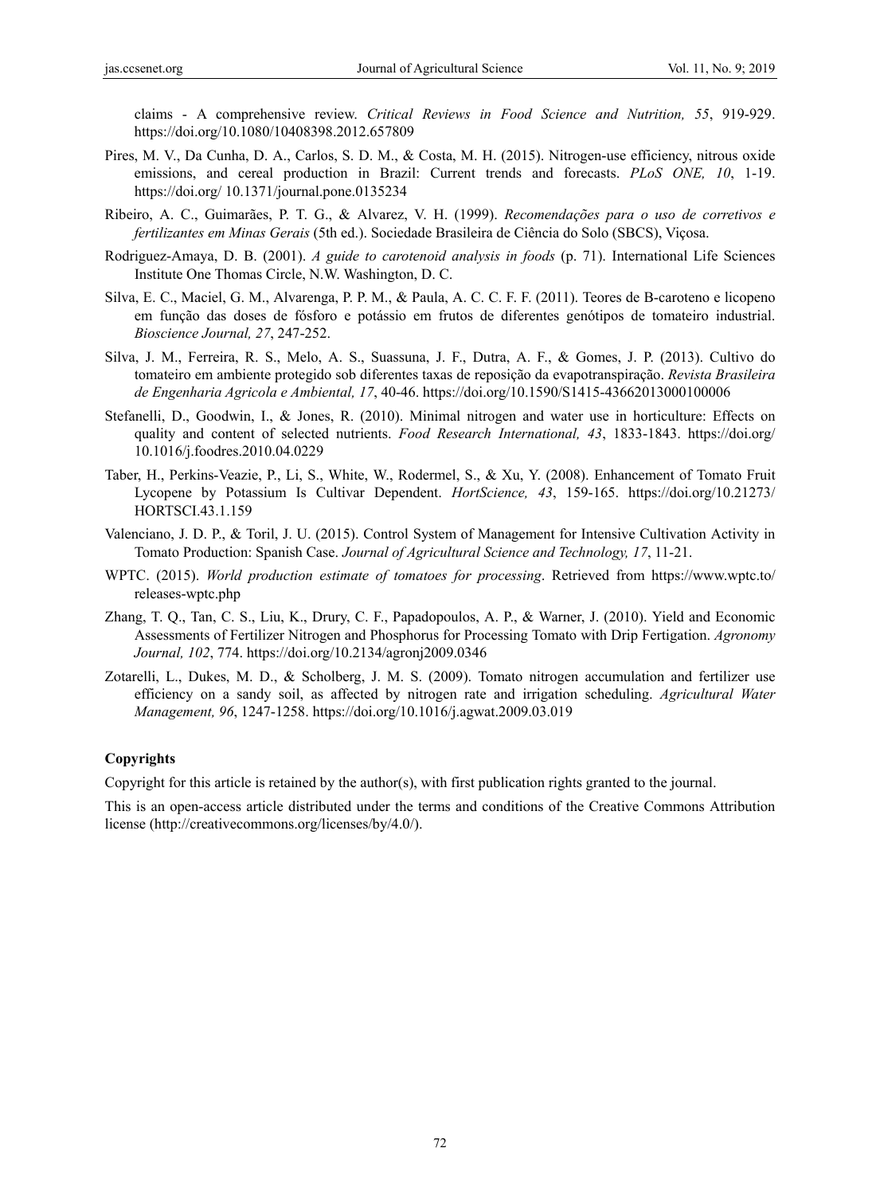claims - A comprehensive review. *Critical Reviews in Food Science and Nutrition, 55*, 919-929. https://doi.org/10.1080/10408398.2012.657809

Pires, M. V., Da Cunha, D. A., Carlos, S. D. M., & Costa, M. H. (2015). Nitrogen-use efficiency, nitrous oxide emissions, and cereal production in Brazil: Current trends and forecasts. *PLoS ONE, 10*, 1-19. https://doi.org/ 10.1371/journal.pone.0135234

Ribeiro, A. C., Guimarães, P. T. G., & Alvarez, V. H. (1999). *Recomendações para o uso de corretivos e fertilizantes em Minas Gerais* (5th ed.). Sociedade Brasileira de Ciência do Solo (SBCS), Viçosa.

Rodriguez-Amaya, D. B. (2001). *A guide to carotenoid analysis in foods* (p. 71). International Life Sciences Institute One Thomas Circle, N.W. Washington, D. C.

Silva, E. C., Maciel, G. M., Alvarenga, P. P. M., & Paula, A. C. C. F. F. (2011). Teores de B-caroteno e licopeno em função das doses de fósforo e potássio em frutos de diferentes genótipos de tomateiro industrial. *Bioscience Journal, 27*, 247-252.

Silva, J. M., Ferreira, R. S., Melo, A. S., Suassuna, J. F., Dutra, A. F., & Gomes, J. P. (2013). Cultivo do tomateiro em ambiente protegido sob diferentes taxas de reposição da evapotranspiração. *Revista Brasileira de Engenharia Agricola e Ambiental, 17*, 40-46. https://doi.org/10.1590/S1415-43662013000100006

Stefanelli, D., Goodwin, I., & Jones, R. (2010). Minimal nitrogen and water use in horticulture: Effects on quality and content of selected nutrients. *Food Research International, 43*, 1833-1843. https://doi.org/ 10.1016/j.foodres.2010.04.0229

Taber, H., Perkins-Veazie, P., Li, S., White, W., Rodermel, S., & Xu, Y. (2008). Enhancement of Tomato Fruit Lycopene by Potassium Is Cultivar Dependent. *HortScience, 43*, 159-165. https://doi.org/10.21273/ HORTSCI.43.1.159

Valenciano, J. D. P., & Toril, J. U. (2015). Control System of Management for Intensive Cultivation Activity in Tomato Production: Spanish Case. *Journal of Agricultural Science and Technology, 17*, 11-21.

WPTC. (2015). *World production estimate of tomatoes for processing*. Retrieved from https://www.wptc.to/ releases-wptc.php

Zhang, T. Q., Tan, C. S., Liu, K., Drury, C. F., Papadopoulos, A. P., & Warner, J. (2010). Yield and Economic Assessments of Fertilizer Nitrogen and Phosphorus for Processing Tomato with Drip Fertigation. *Agronomy Journal, 102*, 774. https://doi.org/10.2134/agronj2009.0346

Zotarelli, L., Dukes, M. D., & Scholberg, J. M. S. (2009). Tomato nitrogen accumulation and fertilizer use efficiency on a sandy soil, as affected by nitrogen rate and irrigation scheduling. *Agricultural Water Management, 96*, 1247-1258. https://doi.org/10.1016/j.agwat.2009.03.019

**Copyrights**

Copyright for this article is retained by the author(s), with first publication rights granted to the journal.

This is an open-access article distributed under the terms and conditions of the Creative Commons Attribution license (http://creativecommons.org/licenses/by/4.0/).